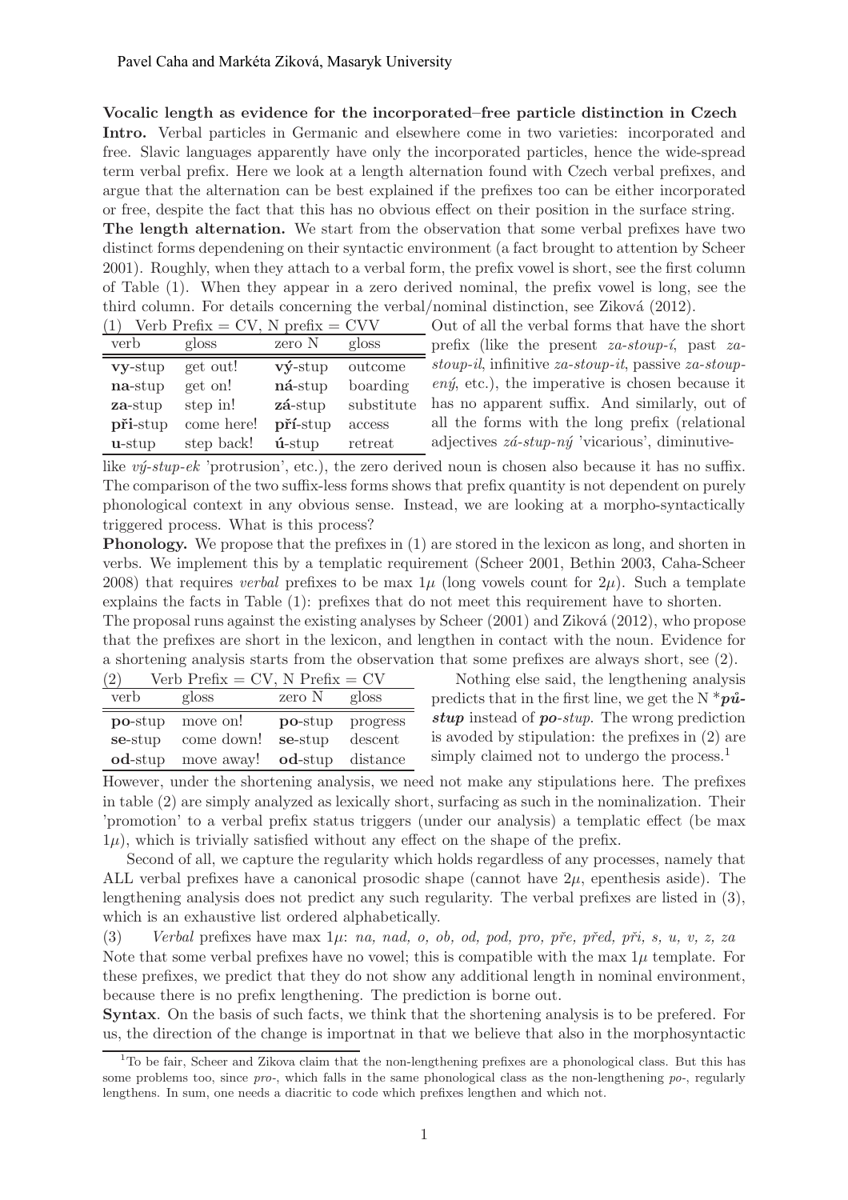Pavel Caha and Markéta Ziková, Masaryk University

**Vocalic length as evidence for the incorporated–free particle distinction in Czech**

**Intro.** Verbal particles in Germanic and elsewhere come in two varieties: incorporated and free. Slavic languages apparently have only the incorporated particles, hence the wide-spread term verbal prefix. Here we look at a length alternation found with Czech verbal prefixes, and argue that the alternation can be best explained if the prefixes too can be either incorporated or free, despite the fact that this has no obvious effect on their position in the surface string.

**The length alternation.** We start from the observation that some verbal prefixes have two distinct forms dependening on their syntactic environment (a fact brought to attention by Scheer 2001). Roughly, when they attach to a verbal form, the prefix vowel is short, see the first column of Table (1). When they appear in a zero derived nominal, the prefix vowel is long, see the third column. For details concerning the verbal/nominal distinction, see Ziková (2012).

(1) Verb Prefix = CV, N prefix = CVV

| verb | gloss | zero N | gloss |
|---|---|---|---|
| **vy**-stup | get out! | **vý**-stup | outcome |
| **na**-stup | get on! | **ná**-stup | boarding |
| **za**-stup | step in! | **zá**-stup | substitute |
| **při**-stup | come here! | **pří**-stup | access |
| **u**-stup | step back! | **ú**-stup | retreat |

Out of all the verbal forms that have the short prefix (like the present *za-stoup-í*, past *za-stoup-il*, infinitive *za-stoup-it*, passive *za-stoup-ený*, etc.), the imperative is chosen because it has no apparent suffix. And similarly, out of all the forms with the long prefix (relational adjectives *zá-stup-ný* 'vicarious', diminutive-like *vý-stup-ek* 'protrusion', etc.), the zero derived noun is chosen also because it has no suffix. The comparison of the two suffix-less forms shows that prefix quantity is not dependent on purely phonological context in any obvious sense. Instead, we are looking at a morpho-syntactically triggered process. What is this process?

**Phonology.** We propose that the prefixes in (1) are stored in the lexicon as long, and shorten in verbs. We implement this by a templatic requirement (Scheer 2001, Bethin 2003, Caha-Scheer 2008) that requires *verbal* prefixes to be max $1\mu$ (long vowels count for $2\mu$). Such a template explains the facts in Table (1): prefixes that do not meet this requirement have to shorten.

The proposal runs against the existing analyses by Scheer (2001) and Ziková (2012), who propose that the prefixes are short in the lexicon, and lengthen in contact with the noun. Evidence for a shortening analysis starts from the observation that some prefixes are always short, see (2).

(2) Verb Prefix = CV, N Prefix = CV

| verb | gloss | zero N | gloss |
|---|---|---|---|
| **po**-stup | move on! | **po**-stup | progress |
| **se**-stup | come down! | **se**-stup | descent |
| **od**-stup | move away! | **od**-stup | distance |

Nothing else said, the lengthening analysis predicts that in the first line, we get the N ****pů-stup*** instead of ***po**-stup*. The wrong prediction is avoded by stipulation: the prefixes in (2) are simply claimed not to undergo the process.[1]

However, under the shortening analysis, we need not make any stipulations here. The prefixes in table (2) are simply analyzed as lexically short, surfacing as such in the nominalization. Their 'promotion' to a verbal prefix status triggers (under our analysis) a templatic effect (be max $1\mu$), which is trivially satisfied without any effect on the shape of the prefix.

Second of all, we capture the regularity which holds regardless of any processes, namely that ALL verbal prefixes have a canonical prosodic shape (cannot have $2\mu$, epenthesis aside). The lengthening analysis does not predict any such regularity. The verbal prefixes are listed in (3), which is an exhaustive list ordered alphabetically.

(3) *Verbal* prefixes have max $1\mu$: *na, nad, o, ob, od, pod, pro, pře, před, při, s, u, v, z, za*

Note that some verbal prefixes have no vowel; this is compatible with the max $1\mu$ template. For these prefixes, we predict that they do not show any additional length in nominal environment, because there is no prefix lengthening. The prediction is borne out.

**Syntax**. On the basis of such facts, we think that the shortening analysis is to be prefered. For us, the direction of the change is importnat in that we believe that also in the morphosyntactic

[1] To be fair, Scheer and Zikova claim that the non-lengthening prefixes are a phonological class. But this has some problems too, since *pro-*, which falls in the same phonological class as the non-lengthening *po-*, regularly lengthens. In sum, one needs a diacritic to code which prefixes lengthen and which not.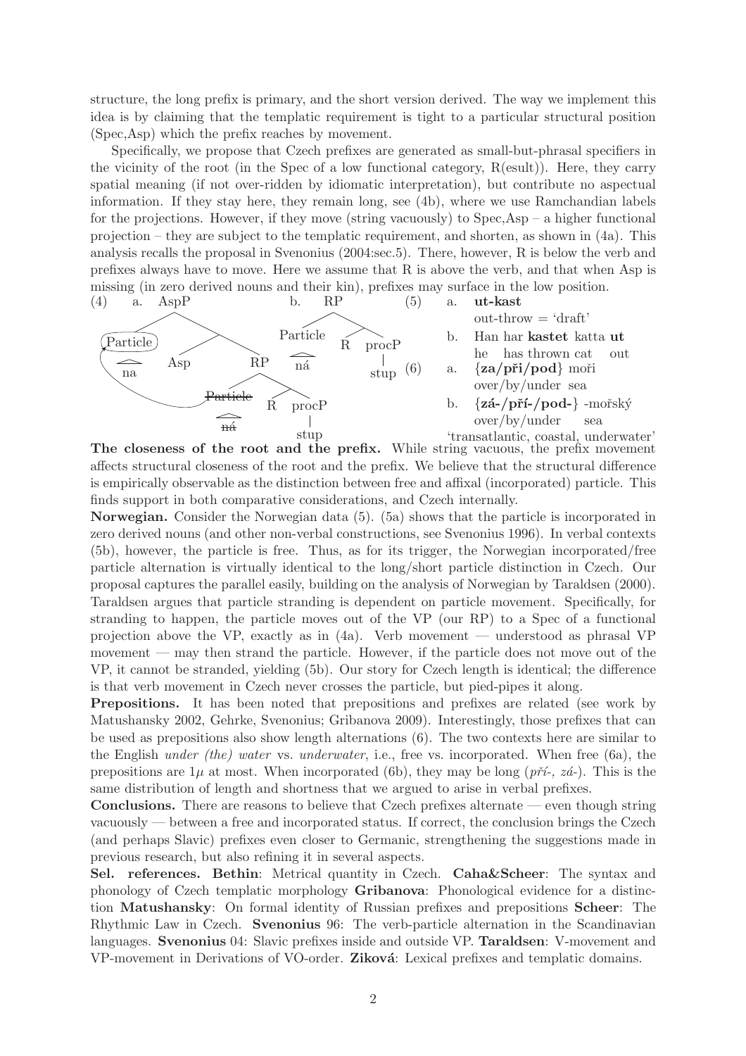structure, the long prefix is primary, and the short version derived. The way we implement this idea is by claiming that the templatic requirement is tight to a particular structural position (Spec,Asp) which the prefix reaches by movement.

Specifically, we propose that Czech prefixes are generated as small-but-phrasal specifiers in the vicinity of the root (in the Spec of a low functional category, R(esult)). Here, they carry spatial meaning (if not over-ridden by idiomatic interpretation), but contribute no aspectual information. If they stay here, they remain long, see (4b), where we use Ramchandian labels for the projections. However, if they move (string vacuously) to Spec,Asp – a higher functional projection – they are subject to the templatic requirement, and shorten, as shown in (4a). This analysis recalls the proposal in Svenonius (2004:sec.5). There, however, R is below the verb and prefixes always have to move. Here we assume that R is above the verb, and that when Asp is missing (in zero derived nouns and their kin), prefixes may surface in the low position.

(4) a. [AspP [Particle na] [Asp [RP [Particle ~~ná~~] [R procP stup]]]] (Particle moves from Spec,RP to Spec,AspP)

b. [RP [Particle ná] [R procP stup]]

(5) a. **ut-kast**
out-throw = 'draft'

b. Han har **kastet** katta **ut**
he has thrown cat out

(6) a. {**za/při/pod**} moři
over/by/under sea

b. {**zá-/pří-/pod-**} -mořský
over/by/under sea
'transatlantic, coastal, underwater'

**The closeness of the root and the prefix.** While string vacuous, the prefix movement affects structural closeness of the root and the prefix. We believe that the structural difference is empirically observable as the distinction between free and affixal (incorporated) particle. This finds support in both comparative considerations, and Czech internally.

**Norwegian.** Consider the Norwegian data (5). (5a) shows that the particle is incorporated in zero derived nouns (and other non-verbal constructions, see Svenonius 1996). In verbal contexts (5b), however, the particle is free. Thus, as for its trigger, the Norwegian incorporated/free particle alternation is virtually identical to the long/short particle distinction in Czech. Our proposal captures the parallel easily, building on the analysis of Norwegian by Taraldsen (2000). Taraldsen argues that particle stranding is dependent on particle movement. Specifically, for stranding to happen, the particle moves out of the VP (our RP) to a Spec of a functional projection above the VP, exactly as in (4a). Verb movement — understood as phrasal VP movement — may then strand the particle. However, if the particle does not move out of the VP, it cannot be stranded, yielding (5b). Our story for Czech length is identical; the difference is that verb movement in Czech never crosses the particle, but pied-pipes it along.

**Prepositions.** It has been noted that prepositions and prefixes are related (see work by Matushansky 2002, Gehrke, Svenonius; Gribanova 2009). Interestingly, those prefixes that can be used as prepositions also show length alternations (6). The two contexts here are similar to the English *under (the) water* vs. *underwater*, i.e., free vs. incorporated. When free (6a), the prepositions are $1\mu$ at most. When incorporated (6b), they may be long (*pří-, zá-*). This is the same distribution of length and shortness that we argued to arise in verbal prefixes.

**Conclusions.** There are reasons to believe that Czech prefixes alternate — even though string vacuously — between a free and incorporated status. If correct, the conclusion brings the Czech (and perhaps Slavic) prefixes even closer to Germanic, strengthening the suggestions made in previous research, but also refining it in several aspects.

**Sel. references. Bethin**: Metrical quantity in Czech. **Caha&Scheer**: The syntax and phonology of Czech templatic morphology **Gribanova**: Phonological evidence for a distinction **Matushansky**: On formal identity of Russian prefixes and prepositions **Scheer**: The Rhythmic Law in Czech. **Svenonius** 96: The verb-particle alternation in the Scandinavian languages. **Svenonius** 04: Slavic prefixes inside and outside VP. **Taraldsen**: V-movement and VP-movement in Derivations of VO-order. **Ziková**: Lexical prefixes and templatic domains.